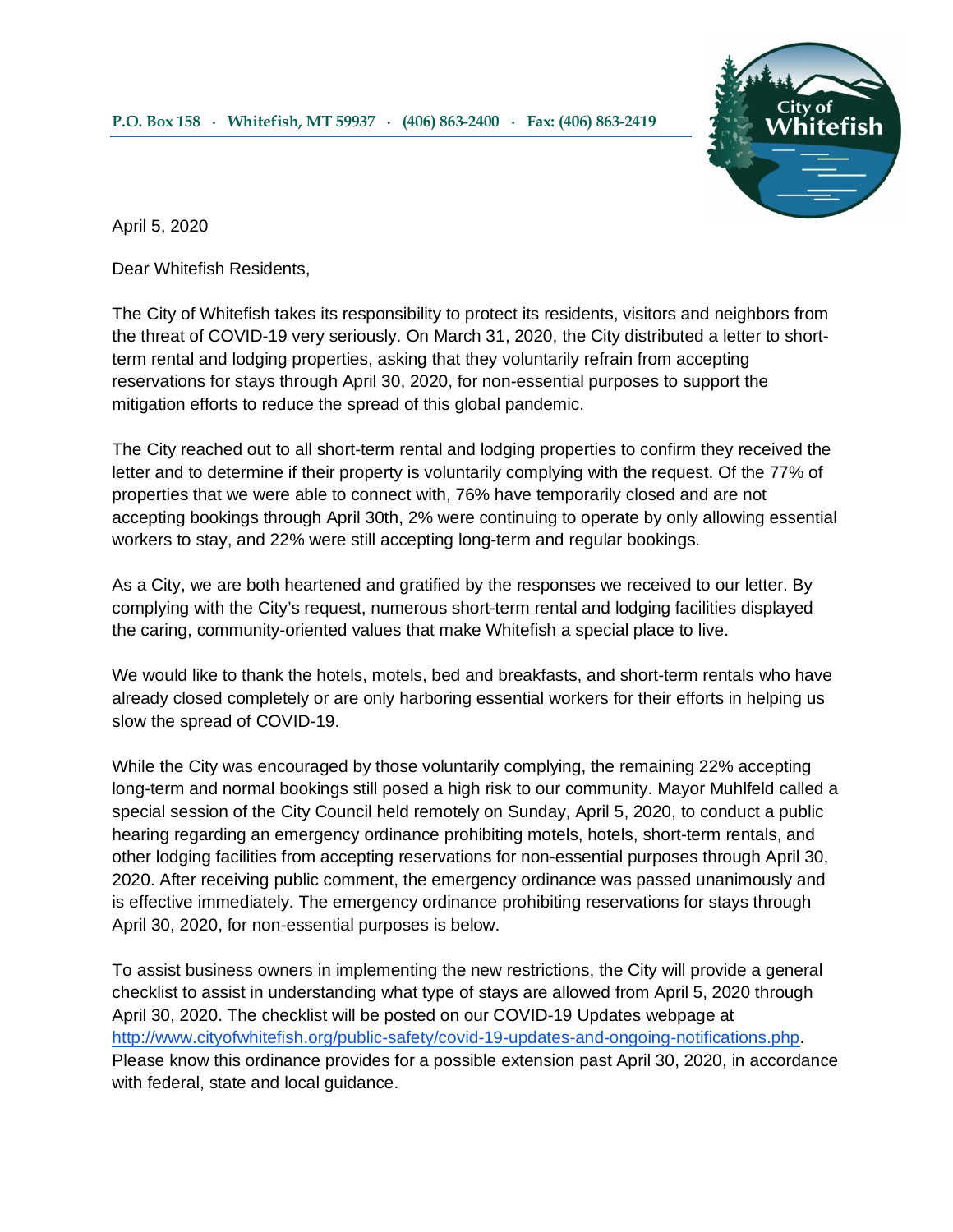P.O. Box 158 · Whitefish, MT 59937 · (406) 863-2400 · Fax: (406) 863-2419

City of Whitefish

April 5, 2020

Dear Whitefish Residents,

The City of Whitefish takes its responsibility to protect its residents, visitors and neighbors from the threat of COVID-19 very seriously. On March 31, 2020, the City distributed a letter to short-term rental and lodging properties, asking that they voluntarily refrain from accepting reservations for stays through April 30, 2020, for non-essential purposes to support the mitigation efforts to reduce the spread of this global pandemic.

The City reached out to all short-term rental and lodging properties to confirm they received the letter and to determine if their property is voluntarily complying with the request. Of the 77% of properties that we were able to connect with, 76% have temporarily closed and are not accepting bookings through April 30th, 2% were continuing to operate by only allowing essential workers to stay, and 22% were still accepting long-term and regular bookings.

As a City, we are both heartened and gratified by the responses we received to our letter. By complying with the City's request, numerous short-term rental and lodging facilities displayed the caring, community-oriented values that make Whitefish a special place to live.

We would like to thank the hotels, motels, bed and breakfasts, and short-term rentals who have already closed completely or are only harboring essential workers for their efforts in helping us slow the spread of COVID-19.

While the City was encouraged by those voluntarily complying, the remaining 22% accepting long-term and normal bookings still posed a high risk to our community. Mayor Muhlfeld called a special session of the City Council held remotely on Sunday, April 5, 2020, to conduct a public hearing regarding an emergency ordinance prohibiting motels, hotels, short-term rentals, and other lodging facilities from accepting reservations for non-essential purposes through April 30, 2020. After receiving public comment, the emergency ordinance was passed unanimously and is effective immediately. The emergency ordinance prohibiting reservations for stays through April 30, 2020, for non-essential purposes is below.

To assist business owners in implementing the new restrictions, the City will provide a general checklist to assist in understanding what type of stays are allowed from April 5, 2020 through April 30, 2020. The checklist will be posted on our COVID-19 Updates webpage at http://www.cityofwhitefish.org/public-safety/covid-19-updates-and-ongoing-notifications.php. Please know this ordinance provides for a possible extension past April 30, 2020, in accordance with federal, state and local guidance.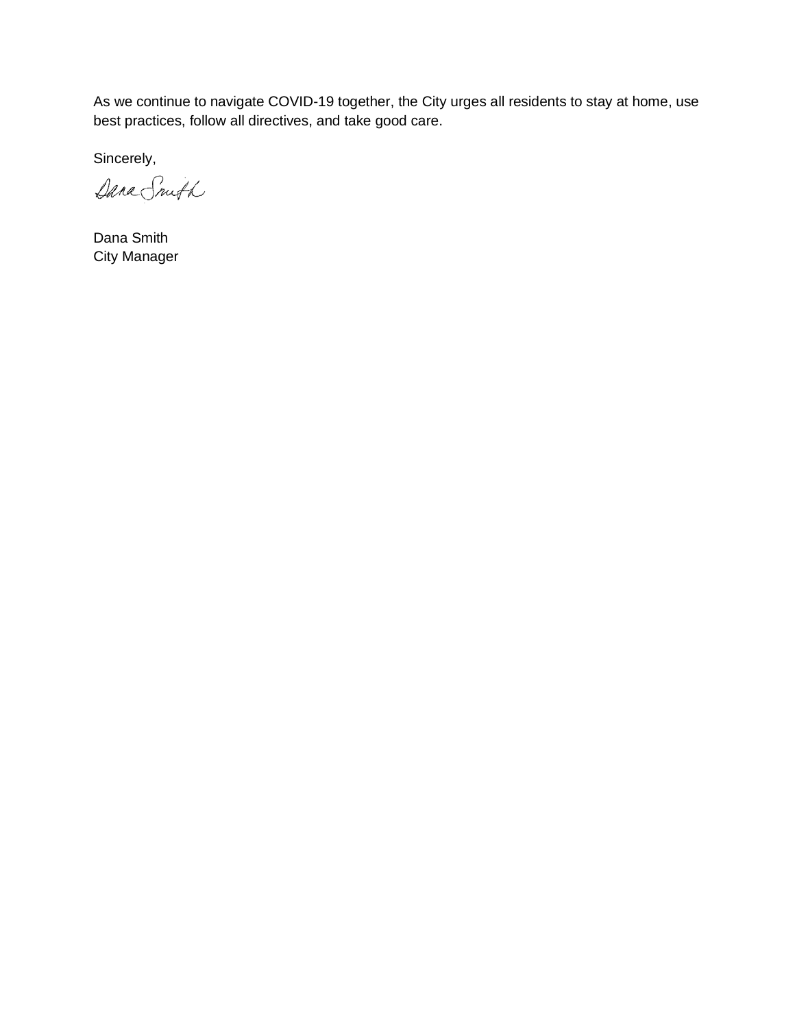As we continue to navigate COVID-19 together, the City urges all residents to stay at home, use best practices, follow all directives, and take good care.

Sincerely,

Dana Smith

Dana Smith
City Manager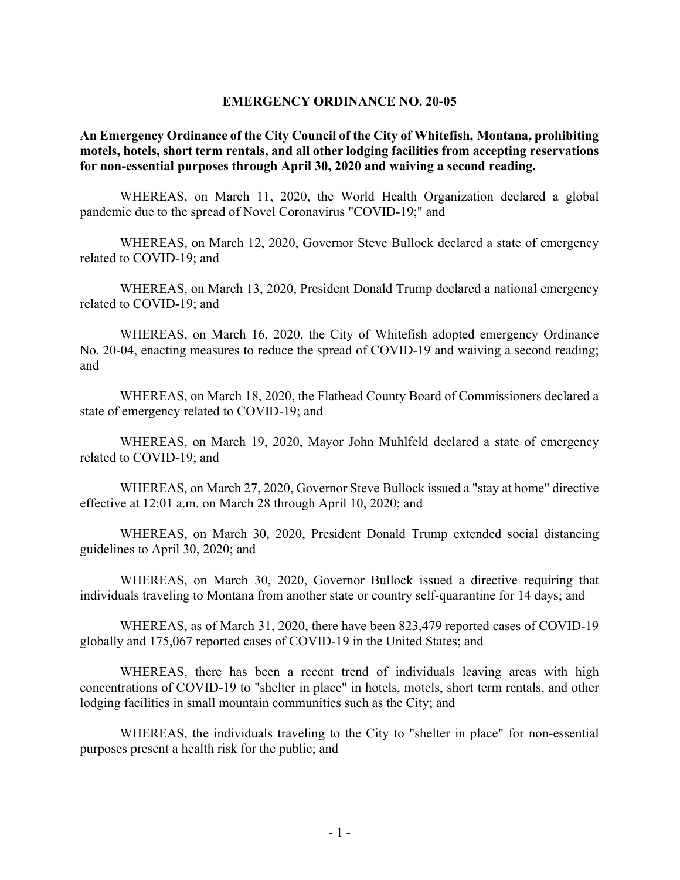## EMERGENCY ORDINANCE NO. 20-05

**An Emergency Ordinance of the City Council of the City of Whitefish, Montana, prohibiting motels, hotels, short term rentals, and all other lodging facilities from accepting reservations for non-essential purposes through April 30, 2020 and waiving a second reading.**

WHEREAS, on March 11, 2020, the World Health Organization declared a global pandemic due to the spread of Novel Coronavirus "COVID-19;" and

WHEREAS, on March 12, 2020, Governor Steve Bullock declared a state of emergency related to COVID-19; and

WHEREAS, on March 13, 2020, President Donald Trump declared a national emergency related to COVID-19; and

WHEREAS, on March 16, 2020, the City of Whitefish adopted emergency Ordinance No. 20-04, enacting measures to reduce the spread of COVID-19 and waiving a second reading; and

WHEREAS, on March 18, 2020, the Flathead County Board of Commissioners declared a state of emergency related to COVID-19; and

WHEREAS, on March 19, 2020, Mayor John Muhlfeld declared a state of emergency related to COVID-19; and

WHEREAS, on March 27, 2020, Governor Steve Bullock issued a "stay at home" directive effective at 12:01 a.m. on March 28 through April 10, 2020; and

WHEREAS, on March 30, 2020, President Donald Trump extended social distancing guidelines to April 30, 2020; and

WHEREAS, on March 30, 2020, Governor Bullock issued a directive requiring that individuals traveling to Montana from another state or country self-quarantine for 14 days; and

WHEREAS, as of March 31, 2020, there have been 823,479 reported cases of COVID-19 globally and 175,067 reported cases of COVID-19 in the United States; and

WHEREAS, there has been a recent trend of individuals leaving areas with high concentrations of COVID-19 to "shelter in place" in hotels, motels, short term rentals, and other lodging facilities in small mountain communities such as the City; and

WHEREAS, the individuals traveling to the City to "shelter in place" for non-essential purposes present a health risk for the public; and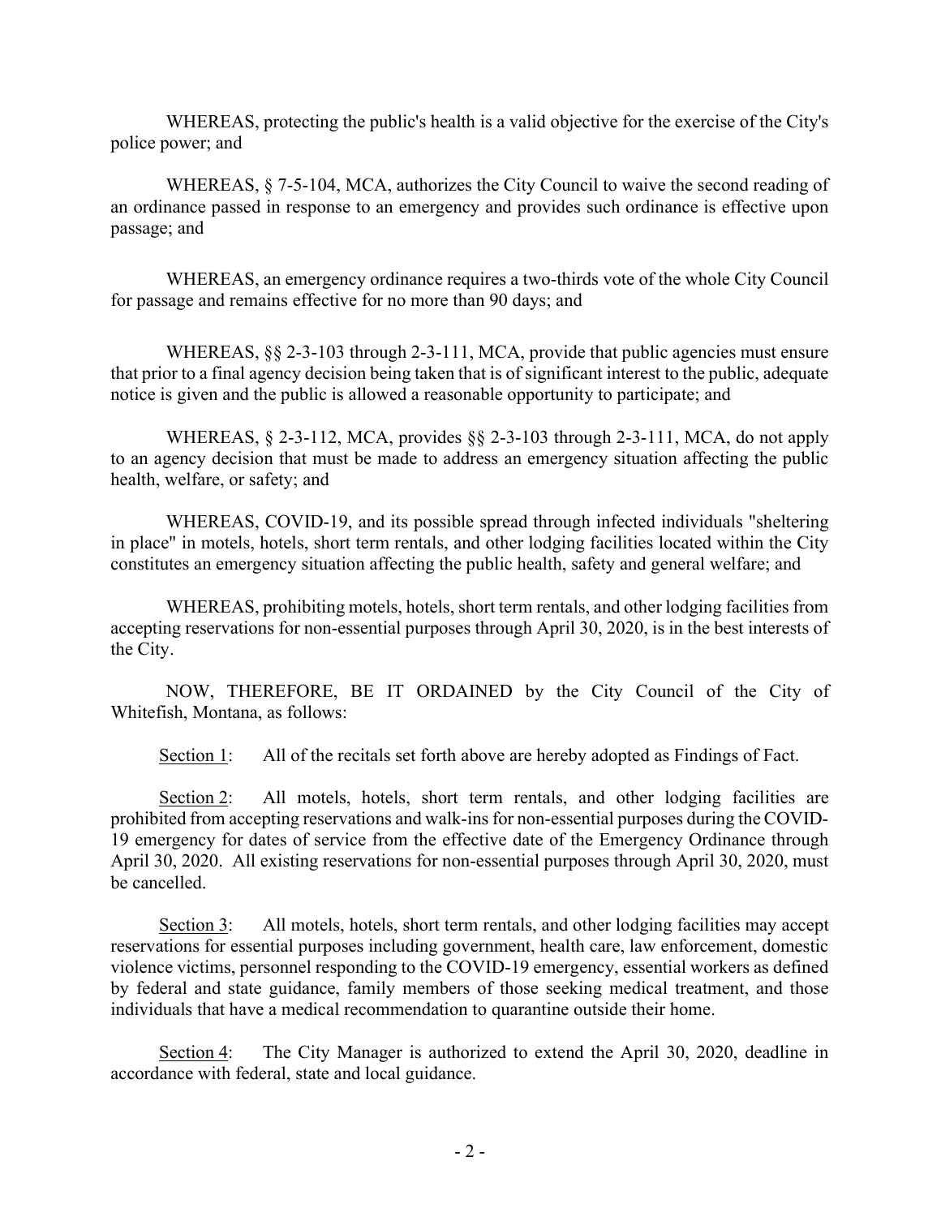WHEREAS, protecting the public's health is a valid objective for the exercise of the City's police power; and

WHEREAS, § 7-5-104, MCA, authorizes the City Council to waive the second reading of an ordinance passed in response to an emergency and provides such ordinance is effective upon passage; and

WHEREAS, an emergency ordinance requires a two-thirds vote of the whole City Council for passage and remains effective for no more than 90 days; and

WHEREAS, §§ 2-3-103 through 2-3-111, MCA, provide that public agencies must ensure that prior to a final agency decision being taken that is of significant interest to the public, adequate notice is given and the public is allowed a reasonable opportunity to participate; and

WHEREAS, § 2-3-112, MCA, provides §§ 2-3-103 through 2-3-111, MCA, do not apply to an agency decision that must be made to address an emergency situation affecting the public health, welfare, or safety; and

WHEREAS, COVID-19, and its possible spread through infected individuals "sheltering in place" in motels, hotels, short term rentals, and other lodging facilities located within the City constitutes an emergency situation affecting the public health, safety and general welfare; and

WHEREAS, prohibiting motels, hotels, short term rentals, and other lodging facilities from accepting reservations for non-essential purposes through April 30, 2020, is in the best interests of the City.

NOW, THEREFORE, BE IT ORDAINED by the City Council of the City of Whitefish, Montana, as follows:

Section 1: All of the recitals set forth above are hereby adopted as Findings of Fact.

Section 2: All motels, hotels, short term rentals, and other lodging facilities are prohibited from accepting reservations and walk-ins for non-essential purposes during the COVID-19 emergency for dates of service from the effective date of the Emergency Ordinance through April 30, 2020. All existing reservations for non-essential purposes through April 30, 2020, must be cancelled.

Section 3: All motels, hotels, short term rentals, and other lodging facilities may accept reservations for essential purposes including government, health care, law enforcement, domestic violence victims, personnel responding to the COVID-19 emergency, essential workers as defined by federal and state guidance, family members of those seeking medical treatment, and those individuals that have a medical recommendation to quarantine outside their home.

Section 4: The City Manager is authorized to extend the April 30, 2020, deadline in accordance with federal, state and local guidance.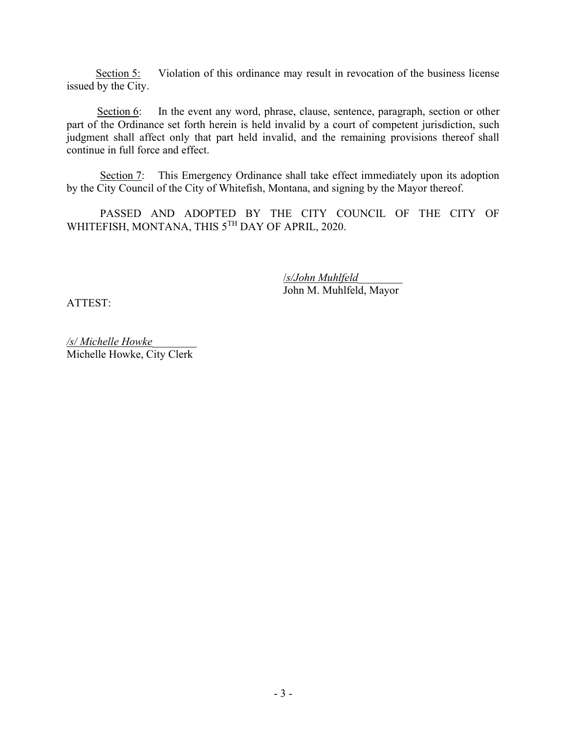<u>Section 5:</u> Violation of this ordinance may result in revocation of the business license issued by the City.

<u>Section 6</u>: In the event any word, phrase, clause, sentence, paragraph, section or other part of the Ordinance set forth herein is held invalid by a court of competent jurisdiction, such judgment shall affect only that part held invalid, and the remaining provisions thereof shall continue in full force and effect.

<u>Section 7</u>: This Emergency Ordinance shall take effect immediately upon its adoption by the City Council of the City of Whitefish, Montana, and signing by the Mayor thereof.

PASSED AND ADOPTED BY THE CITY COUNCIL OF THE CITY OF WHITEFISH, MONTANA, THIS 5TH DAY OF APRIL, 2020.

*/s/John Muhlfeld*
John M. Muhlfeld, Mayor

ATTEST:

*/s/ Michelle Howke*
Michelle Howke, City Clerk